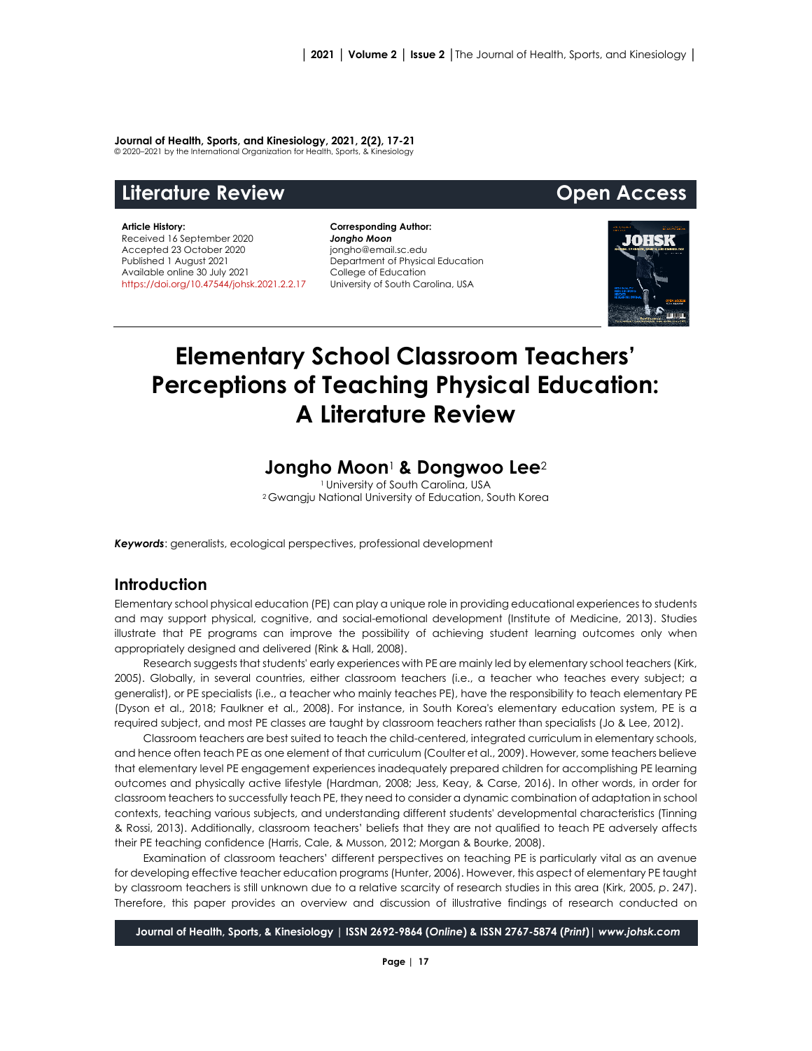**Journal of Health, Sports, and Kinesiology, 2021, 2(2), 17-21**
© 2020–2021 by the International Organization for Health, Sports, & Kinesiology

**Literature Review** **Open Access**

**Article History:**
Received 16 September 2020
Accepted 23 October 2020
Published 1 August 2021
Available online 30 July 2021
https://doi.org/10.47544/johsk.2021.2.2.17

**Corresponding Author:**
***Jongho Moon***
jongho@email.sc.edu
Department of Physical Education
College of Education
University of South Carolina, USA

# Elementary School Classroom Teachers' Perceptions of Teaching Physical Education: A Literature Review

## Jongho Moon[1] & Dongwoo Lee[2]

[1] University of South Carolina, USA
[2] Gwangju National University of Education, South Korea

***Keywords***: generalists, ecological perspectives, professional development

## Introduction

Elementary school physical education (PE) can play a unique role in providing educational experiences to students and may support physical, cognitive, and social-emotional development (Institute of Medicine, 2013). Studies illustrate that PE programs can improve the possibility of achieving student learning outcomes only when appropriately designed and delivered (Rink & Hall, 2008).

Research suggests that students' early experiences with PE are mainly led by elementary school teachers (Kirk, 2005). Globally, in several countries, either classroom teachers (i.e., a teacher who teaches every subject; a generalist), or PE specialists (i.e., a teacher who mainly teaches PE), have the responsibility to teach elementary PE (Dyson et al., 2018; Faulkner et al., 2008). For instance, in South Korea's elementary education system, PE is a required subject, and most PE classes are taught by classroom teachers rather than specialists (Jo & Lee, 2012).

Classroom teachers are best suited to teach the child-centered, integrated curriculum in elementary schools, and hence often teach PE as one element of that curriculum (Coulter et al., 2009). However, some teachers believe that elementary level PE engagement experiences inadequately prepared children for accomplishing PE learning outcomes and physically active lifestyle (Hardman, 2008; Jess, Keay, & Carse, 2016). In other words, in order for classroom teachers to successfully teach PE, they need to consider a dynamic combination of adaptation in school contexts, teaching various subjects, and understanding different students' developmental characteristics (Tinning & Rossi, 2013). Additionally, classroom teachers' beliefs that they are not qualified to teach PE adversely affects their PE teaching confidence (Harris, Cale, & Musson, 2012; Morgan & Bourke, 2008).

Examination of classroom teachers' different perspectives on teaching PE is particularly vital as an avenue for developing effective teacher education programs (Hunter, 2006). However, this aspect of elementary PE taught by classroom teachers is still unknown due to a relative scarcity of research studies in this area (Kirk, 2005, *p*. 247). Therefore, this paper provides an overview and discussion of illustrative findings of research conducted on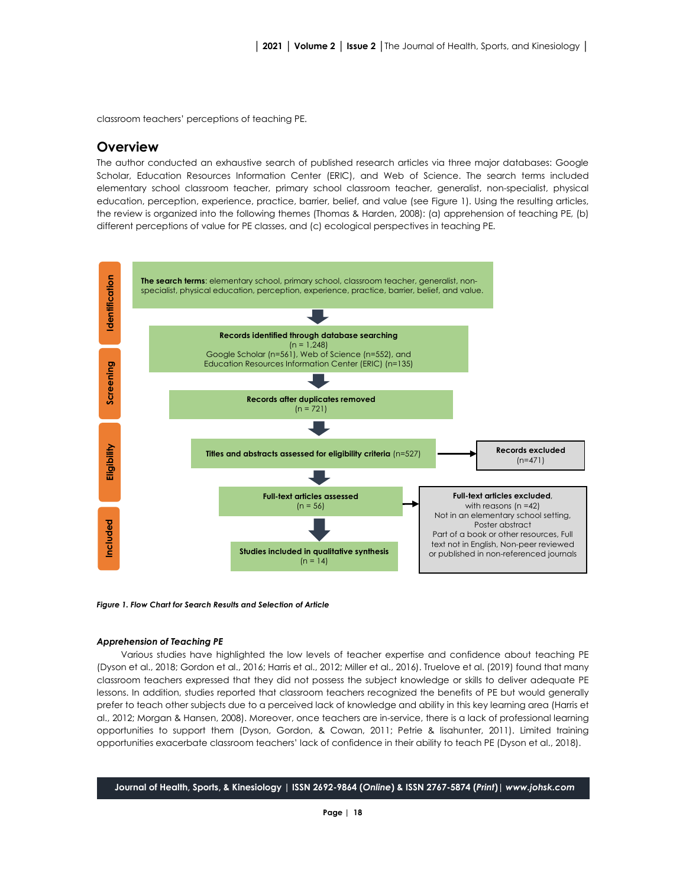classroom teachers' perceptions of teaching PE.

## Overview

The author conducted an exhaustive search of published research articles via three major databases: Google Scholar, Education Resources Information Center (ERIC), and Web of Science. The search terms included elementary school classroom teacher, primary school classroom teacher, generalist, non-specialist, physical education, perception, practice, barrier, belief, and value (see Figure 1). Using the resulting articles, the review is organized into the following themes (Thomas & Harden, 2008): (a) apprehension of teaching PE, (b) different perceptions of value for PE classes, and (c) ecological perspectives in teaching PE.

**Identification**

**The search terms**: elementary school, primary school, classroom teacher, generalist, non-specialist, physical education, perception, experience, practice, barrier, belief, and value.

↓

**Records identified through database searching** (n = 1,248)
Google Scholar (n=561), Web of Science (n=552), and Education Resources Information Center (ERIC) (n=135)

**Screening**

↓

**Records after duplicates removed** (n = 721)

**Eligibility**

↓

**Titles and abstracts assessed for eligibility criteria** (n=527) → **Records excluded** (n=471)

↓

**Full-text articles assessed** (n = 56) → **Full-text articles excluded**, with reasons (n =42)
Not in an elementary school setting, Poster abstract
Part of a book or other resources, Full text not in English, Non-peer reviewed or published in non-referenced journals

**Included**

↓

**Studies included in qualitative synthesis** (n = 14)

***Figure 1. Flow Chart for Search Results and Selection of Article***

### *Apprehension of Teaching PE*

Various studies have highlighted the low levels of teacher expertise and confidence about teaching PE (Dyson et al., 2018; Gordon et al., 2016; Harris et al., 2012; Miller et al., 2016). Truelove et al. (2019) found that many classroom teachers expressed that they did not possess the subject knowledge or skills to deliver adequate PE lessons. In addition, studies reported that classroom teachers recognized the benefits of PE but would generally prefer to teach other subjects due to a perceived lack of knowledge and ability in this key learning area (Harris et al., 2012; Morgan & Hansen, 2008). Moreover, once teachers are in-service, there is a lack of professional learning opportunities to support them (Dyson, Gordon, & Cowan, 2011; Petrie & lisahunter, 2011). Limited training opportunities exacerbate classroom teachers' lack of confidence in their ability to teach PE (Dyson et al., 2018).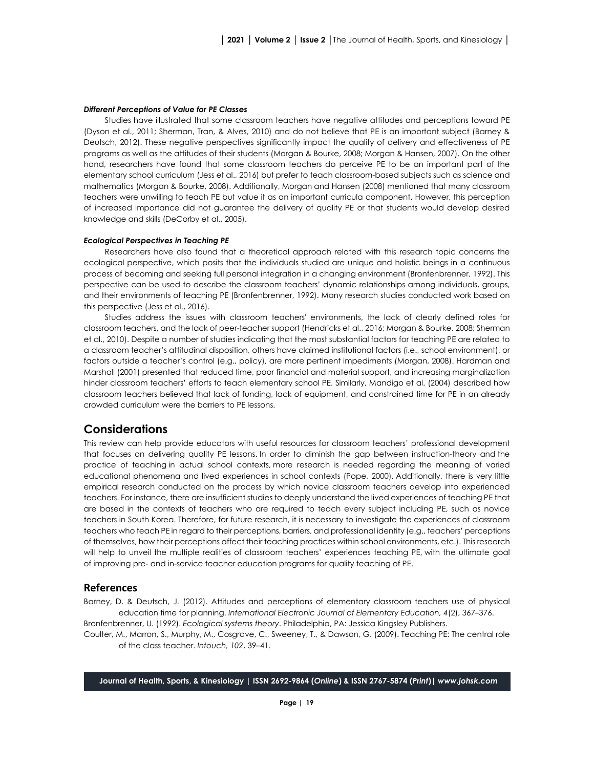### *Different Perceptions of Value for PE Classes*

Studies have illustrated that some classroom teachers have negative attitudes and perceptions toward PE (Dyson et al., 2011; Sherman, Tran, & Alves, 2010) and do not believe that PE is an important subject (Barney & Deutsch, 2012). These negative perspectives significantly impact the quality of delivery and effectiveness of PE programs as well as the attitudes of their students (Morgan & Bourke, 2008; Morgan & Hansen, 2007). On the other hand, researchers have found that some classroom teachers do perceive PE to be an important part of the elementary school curriculum (Jess et al., 2016) but prefer to teach classroom-based subjects such as science and mathematics (Morgan & Bourke, 2008). Additionally, Morgan and Hansen (2008) mentioned that many classroom teachers were unwilling to teach PE but value it as an important curricula component. However, this perception of increased importance did not guarantee the delivery of quality PE or that students would develop desired knowledge and skills (DeCorby et al., 2005).

### *Ecological Perspectives in Teaching PE*

Researchers have also found that a theoretical approach related with this research topic concerns the ecological perspective, which posits that the individuals studied are unique and holistic beings in a continuous process of becoming and seeking full personal integration in a changing environment (Bronfenbrenner, 1992). This perspective can be used to describe the classroom teachers' dynamic relationships among individuals, groups, and their environments of teaching PE (Bronfenbrenner, 1992). Many research studies conducted work based on this perspective (Jess et al., 2016).

Studies address the issues with classroom teachers' environments, the lack of clearly defined roles for classroom teachers, and the lack of peer-teacher support (Hendricks et al., 2016; Morgan & Bourke, 2008; Sherman et al., 2010). Despite a number of studies indicating that the most substantial factors for teaching PE are related to a classroom teacher's attitudinal disposition, others have claimed institutional factors (i.e., school environment), or factors outside a teacher's control (e.g., policy), are more pertinent impediments (Morgan, 2008). Hardman and Marshall (2001) presented that reduced time, poor financial and material support, and increasing marginalization hinder classroom teachers' efforts to teach elementary school PE. Similarly, Mandigo et al. (2004) described how classroom teachers believed that lack of funding, lack of equipment, and constrained time for PE in an already crowded curriculum were the barriers to PE lessons.

## Considerations

This review can help provide educators with useful resources for classroom teachers' professional development that focuses on delivering quality PE lessons. In order to diminish the gap between instruction-theory and the practice of teaching in actual school contexts, more research is needed regarding the meaning of varied educational phenomena and lived experiences in school contexts (Pope, 2000). Additionally, there is very little empirical research conducted on the process by which novice classroom teachers develop into experienced teachers. For instance, there are insufficient studies to deeply understand the lived experiences of teaching PE that are based in the contexts of teachers who are required to teach every subject including PE, such as novice teachers in South Korea. Therefore, for future research, it is necessary to investigate the experiences of classroom teachers who teach PE in regard to their perceptions, barriers, and professional identity (e.g., teachers' perceptions of themselves, how their perceptions affect their teaching practices within school environments, etc.). This research will help to unveil the multiple realities of classroom teachers' experiences teaching PE, with the ultimate goal of improving pre- and in-service teacher education programs for quality teaching of PE.

## References

Barney, D. & Deutsch, J. (2012). Attitudes and perceptions of elementary classroom teachers use of physical education time for planning. *International Electronic Journal of Elementary Education, 4*(2), 367–376.

Bronfenbrenner, U. (1992). *Ecological systems theory*. Philadelphia, PA: Jessica Kingsley Publishers.

Coulter, M., Marron, S., Murphy, M., Cosgrave, C., Sweeney, T., & Dawson, G. (2009). Teaching PE: The central role of the class teacher. *Intouch, 102*, 39–41.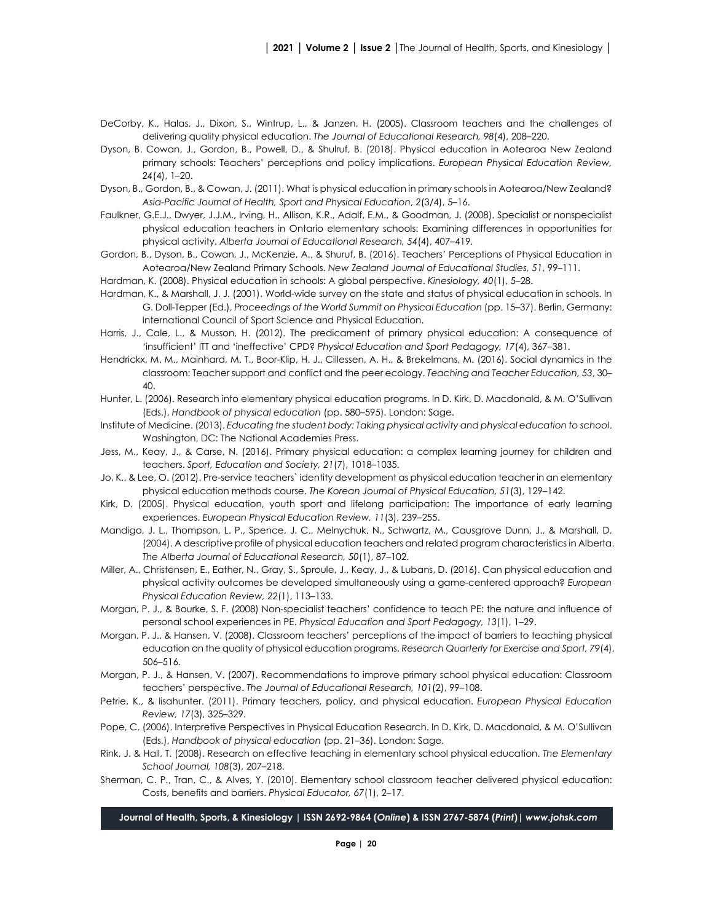DeCorby, K., Halas, J., Dixon, S., Wintrup, L., & Janzen, H. (2005). Classroom teachers and the challenges of delivering quality physical education. *The Journal of Educational Research, 98*(4), 208–220.

Dyson, B. Cowan, J., Gordon, B., Powell, D., & Shulruf, B. (2018). Physical education in Aotearoa New Zealand primary schools: Teachers' perceptions and policy implications. *European Physical Education Review, 24*(4), 1–20.

Dyson, B., Gordon, B., & Cowan, J. (2011). What is physical education in primary schools in Aotearoa/New Zealand? *Asia-Pacific Journal of Health, Sport and Physical Education*, *2*(3/4), 5–16.

Faulkner, G.E.J., Dwyer, J.J.M., Irving, H., Allison, K.R., Adalf, E.M., & Goodman, J. (2008). Specialist or nonspecialist physical education teachers in Ontario elementary schools: Examining differences in opportunities for physical activity. *Alberta Journal of Educational Research, 54*(4), 407–419.

Gordon, B., Dyson, B., Cowan, J., McKenzie, A., & Shuruf, B. (2016). Teachers' Perceptions of Physical Education in Aotearoa/New Zealand Primary Schools. *New Zealand Journal of Educational Studies, 51*, 99–111.

Hardman, K. (2008). Physical education in schools: A global perspective. *Kinesiology, 40*(1), 5–28.

Hardman, K., & Marshall, J. J. (2001). World-wide survey on the state and status of physical education in schools. In G. Doll-Tepper (Ed.), *Proceedings of the World Summit on Physical Education* (pp. 15–37). Berlin, Germany: International Council of Sport Science and Physical Education.

Harris, J., Cale, L., & Musson, H. (2012). The predicament of primary physical education: A consequence of 'insufficient' ITT and 'ineffective' CPD? *Physical Education and Sport Pedagogy, 17*(4), 367–381.

Hendrickx, M. M., Mainhard, M. T., Boor-Klip, H. J., Cillessen, A. H., & Brekelmans, M. (2016). Social dynamics in the classroom: Teacher support and conflict and the peer ecology. *Teaching and Teacher Education, 53*, 30–40.

Hunter, L. (2006). Research into elementary physical education programs. In D. Kirk, D. Macdonald, & M. O'Sullivan (Eds.), *Handbook of physical education* (pp. 580–595). London: Sage.

Institute of Medicine. (2013). *Educating the student body: Taking physical activity and physical education to school*. Washington, DC: The National Academies Press.

Jess, M., Keay, J., & Carse, N. (2016). Primary physical education: a complex learning journey for children and teachers. *Sport, Education and Society, 21*(7), 1018–1035.

Jo, K., & Lee, O. (2012). Pre-service teachers` identity development as physical education teacher in an elementary physical education methods course. *The Korean Journal of Physical Education, 51*(3), 129–142.

Kirk, D. (2005). Physical education, youth sport and lifelong participation: The importance of early learning experiences. *European Physical Education Review, 11*(3), 239–255.

Mandigo, J. L., Thompson, L. P., Spence, J. C., Melnychuk, N., Schwartz, M., Causgrove Dunn, J., & Marshall, D. (2004). A descriptive profile of physical education teachers and related program characteristics in Alberta. *The Alberta Journal of Educational Research, 50*(1), 87–102.

Miller, A., Christensen, E., Eather, N., Gray, S., Sproule, J., Keay, J., & Lubans, D. (2016). Can physical education and physical activity outcomes be developed simultaneously using a game-centered approach? *European Physical Education Review, 22*(1), 113–133.

Morgan, P. J., & Bourke, S. F. (2008) Non-specialist teachers' confidence to teach PE: the nature and influence of personal school experiences in PE. *Physical Education and Sport Pedagogy, 13*(1), 1–29.

Morgan, P. J., & Hansen, V. (2008). Classroom teachers' perceptions of the impact of barriers to teaching physical education on the quality of physical education programs. *Research Quarterly for Exercise and Sport, 79*(4), 506–516.

Morgan, P. J., & Hansen, V. (2007). Recommendations to improve primary school physical education: Classroom teachers' perspective. *The Journal of Educational Research, 101*(2), 99–108.

Petrie, K., & lisahunter. (2011). Primary teachers, policy, and physical education. *European Physical Education Review, 17*(3), 325–329.

Pope, C. (2006). Interpretive Perspectives in Physical Education Research. In D. Kirk, D. Macdonald, & M. O'Sullivan (Eds.), *Handbook of physical education* (pp. 21–36). London: Sage.

Rink, J. & Hall, T. (2008). Research on effective teaching in elementary school physical education. *The Elementary School Journal, 108*(3), 207–218.

Sherman, C. P., Tran, C., & Alves, Y. (2010). Elementary school classroom teacher delivered physical education: Costs, benefits and barriers. *Physical Educator, 67*(1), 2–17.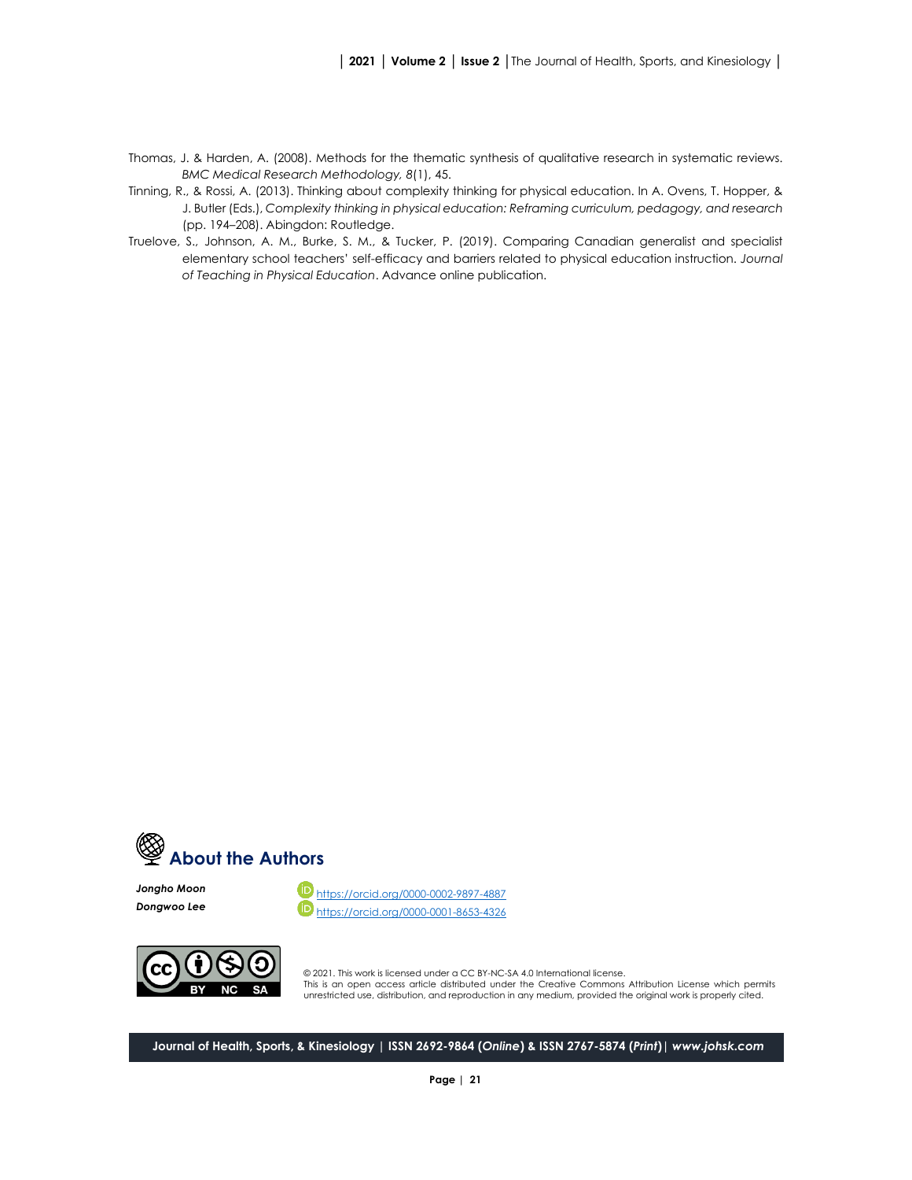Thomas, J. & Harden, A. (2008). Methods for the thematic synthesis of qualitative research in systematic reviews. *BMC Medical Research Methodology, 8*(1), 45.

Tinning, R., & Rossi, A. (2013). Thinking about complexity thinking for physical education. In A. Ovens, T. Hopper, & J. Butler (Eds.), *Complexity thinking in physical education: Reframing curriculum, pedagogy, and research* (pp. 194–208). Abingdon: Routledge.

Truelove, S., Johnson, A. M., Burke, S. M., & Tucker, P. (2019). Comparing Canadian generalist and specialist elementary school teachers' self-efficacy and barriers related to physical education instruction. *Journal of Teaching in Physical Education*. Advance online publication.

## About the Authors

***Jongho Moon*** https://orcid.org/0000-0002-9897-4887

***Dongwoo Lee*** https://orcid.org/0000-0001-8653-4326

© 2021. This work is licensed under a CC BY-NC-SA 4.0 International license.
This is an open access article distributed under the Creative Commons Attribution License which permits unrestricted use, distribution, and reproduction in any medium, provided the original work is properly cited.